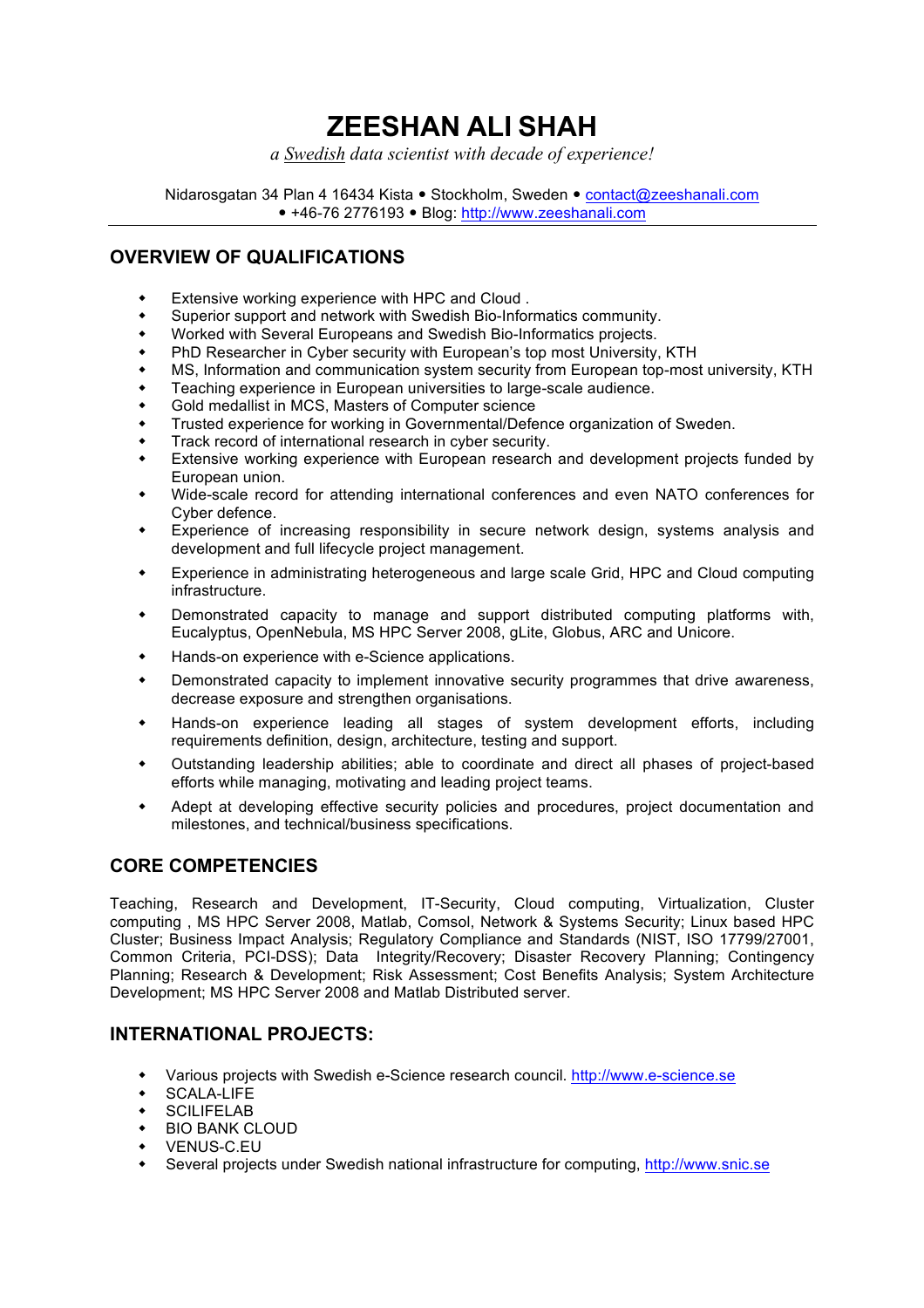# ZEESHAN ALI SHAH

*a Swedish data scientist with decade of experience!*

Nidarosgatan 34 Plan 4 16434 Kista • Stockholm, Sweden • contact@zeeshanali.com
• +46-76 2776193 • Blog: http://www.zeeshanali.com

---

## OVERVIEW OF QUALIFICATIONS

- Extensive working experience with HPC and Cloud .
- Superior support and network with Swedish Bio-Informatics community.
- Worked with Several Europeans and Swedish Bio-Informatics projects.
- PhD Researcher in Cyber security with European's top most University, KTH
- MS, Information and communication system security from European top-most university, KTH
- Teaching experience in European universities to large-scale audience.
- Gold medallist in MCS, Masters of Computer science
- Trusted experience for working in Governmental/Defence organization of Sweden.
- Track record of international research in cyber security.
- Extensive working experience with European research and development projects funded by European union.
- Wide-scale record for attending international conferences and even NATO conferences for Cyber defence.
- Experience of increasing responsibility in secure network design, systems analysis and development and full lifecycle project management.
- Experience in administrating heterogeneous and large scale Grid, HPC and Cloud computing infrastructure.
- Demonstrated capacity to manage and support distributed computing platforms with, Eucalyptus, OpenNebula, MS HPC Server 2008, gLite, Globus, ARC and Unicore.
- Hands-on experience with e-Science applications.
- Demonstrated capacity to implement innovative security programmes that drive awareness, decrease exposure and strengthen organisations.
- Hands-on experience leading all stages of system development efforts, including requirements definition, design, architecture, testing and support.
- Outstanding leadership abilities; able to coordinate and direct all phases of project-based efforts while managing, motivating and leading project teams.
- Adept at developing effective security policies and procedures, project documentation and milestones, and technical/business specifications.

## CORE COMPETENCIES

Teaching, Research and Development, IT-Security, Cloud computing, Virtualization, Cluster computing , MS HPC Server 2008, Matlab, Comsol, Network & Systems Security; Linux based HPC Cluster; Business Impact Analysis; Regulatory Compliance and Standards (NIST, ISO 17799/27001, Common Criteria, PCI-DSS); Data Integrity/Recovery; Disaster Recovery Planning; Contingency Planning; Research & Development; Risk Assessment; Cost Benefits Analysis; System Architecture Development; MS HPC Server 2008 and Matlab Distributed server.

## INTERNATIONAL PROJECTS:

- Various projects with Swedish e-Science research council. http://www.e-science.se
- SCALA-LIFE
- SCILIFELAB
- BIO BANK CLOUD
- VENUS-C.EU
- Several projects under Swedish national infrastructure for computing, http://www.snic.se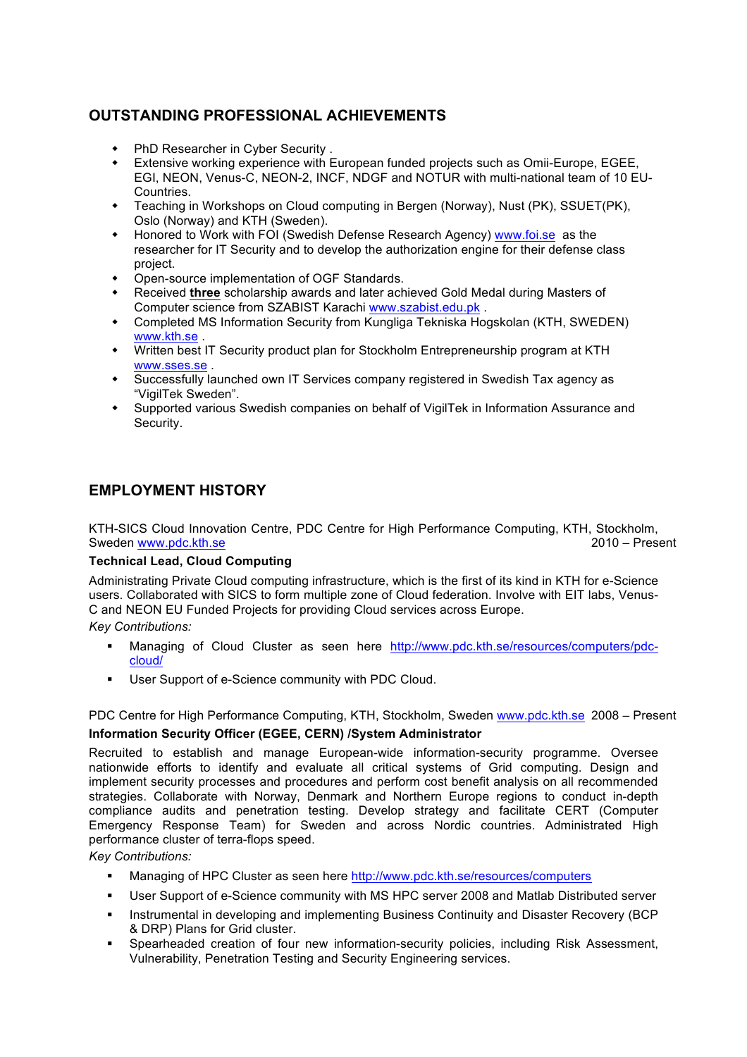## OUTSTANDING PROFESSIONAL ACHIEVEMENTS

- PhD Researcher in Cyber Security .
- Extensive working experience with European funded projects such as Omii-Europe, EGEE, EGI, NEON, Venus-C, NEON-2, INCF, NDGF and NOTUR with multi-national team of 10 EU-Countries.
- Teaching in Workshops on Cloud computing in Bergen (Norway), Nust (PK), SSUET(PK), Oslo (Norway) and KTH (Sweden).
- Honored to Work with FOI (Swedish Defense Research Agency) www.foi.se as the researcher for IT Security and to develop the authorization engine for their defense class project.
- Open-source implementation of OGF Standards.
- Received **three** scholarship awards and later achieved Gold Medal during Masters of Computer science from SZABIST Karachi www.szabist.edu.pk .
- Completed MS Information Security from Kungliga Tekniska Hogskolan (KTH, SWEDEN) www.kth.se .
- Written best IT Security product plan for Stockholm Entrepreneurship program at KTH www.sses.se .
- Successfully launched own IT Services company registered in Swedish Tax agency as "VigilTek Sweden".
- Supported various Swedish companies on behalf of VigilTek in Information Assurance and Security.

## EMPLOYMENT HISTORY

KTH-SICS Cloud Innovation Centre, PDC Centre for High Performance Computing, KTH, Stockholm, Sweden www.pdc.kth.se 2010 – Present

**Technical Lead, Cloud Computing**

Administrating Private Cloud computing infrastructure, which is the first of its kind in KTH for e-Science users. Collaborated with SICS to form multiple zone of Cloud federation. Involve with EIT labs, Venus-C and NEON EU Funded Projects for providing Cloud services across Europe.

*Key Contributions:*

- Managing of Cloud Cluster as seen here http://www.pdc.kth.se/resources/computers/pdc-cloud/
- User Support of e-Science community with PDC Cloud.

PDC Centre for High Performance Computing, KTH, Stockholm, Sweden www.pdc.kth.se 2008 – Present

**Information Security Officer (EGEE, CERN) /System Administrator**

Recruited to establish and manage European-wide information-security programme. Oversee nationwide efforts to identify and evaluate all critical systems of Grid computing. Design and implement security processes and procedures and perform cost benefit analysis on all recommended strategies. Collaborate with Norway, Denmark and Northern Europe regions to conduct in-depth compliance audits and penetration testing. Develop strategy and facilitate CERT (Computer Emergency Response Team) for Sweden and across Nordic countries. Administrated High performance cluster of terra-flops speed.

*Key Contributions:*

- Managing of HPC Cluster as seen here http://www.pdc.kth.se/resources/computers
- User Support of e-Science community with MS HPC server 2008 and Matlab Distributed server
- Instrumental in developing and implementing Business Continuity and Disaster Recovery (BCP & DRP) Plans for Grid cluster.
- Spearheaded creation of four new information-security policies, including Risk Assessment, Vulnerability, Penetration Testing and Security Engineering services.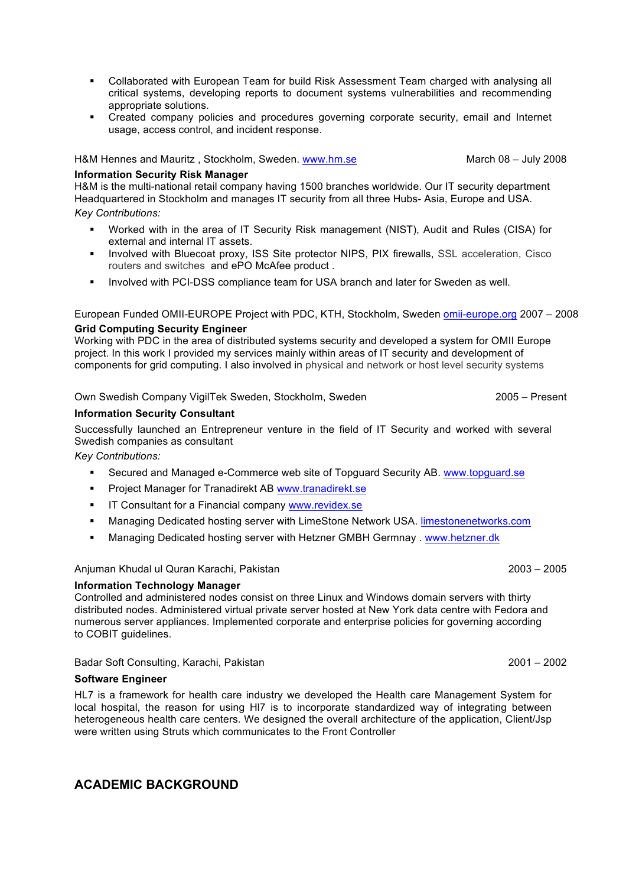- Collaborated with European Team for build Risk Assessment Team charged with analysing all critical systems, developing reports to document systems vulnerabilities and recommending appropriate solutions.
- Created company policies and procedures governing corporate security, email and Internet usage, access control, and incident response.

H&M Hennes and Mauritz , Stockholm, Sweden. www.hm.se March 08 – July 2008

**Information Security Risk Manager**
H&M is the multi-national retail company having 1500 branches worldwide. Our IT security department Headquartered in Stockholm and manages IT security from all three Hubs- Asia, Europe and USA.
*Key Contributions:*

- Worked with in the area of IT Security Risk management (NIST), Audit and Rules (CISA) for external and internal IT assets.
- Involved with Bluecoat proxy, ISS Site protector NIPS, PIX firewalls, SSL acceleration, Cisco routers and switches and ePO McAfee product .
- Involved with PCI-DSS compliance team for USA branch and later for Sweden as well.

European Funded OMII-EUROPE Project with PDC, KTH, Stockholm, Sweden omii-europe.org 2007 – 2008

**Grid Computing Security Engineer**
Working with PDC in the area of distributed systems security and developed a system for OMII Europe project. In this work I provided my services mainly within areas of IT security and development of components for grid computing. I also involved in physical and network or host level security systems

Own Swedish Company VigilTek Sweden, Stockholm, Sweden 2005 – Present

**Information Security Consultant**
Successfully launched an Entrepreneur venture in the field of IT Security and worked with several Swedish companies as consultant
*Key Contributions:*

- Secured and Managed e-Commerce web site of Topguard Security AB. www.topguard.se
- Project Manager for Tranadirekt AB www.tranadirekt.se
- IT Consultant for a Financial company www.revidex.se
- Managing Dedicated hosting server with LimeStone Network USA. limestonenetworks.com
- Managing Dedicated hosting server with Hetzner GMBH Germnay . www.hetzner.dk

Anjuman Khudal ul Quran Karachi, Pakistan 2003 – 2005

**Information Technology Manager**
Controlled and administered nodes consist on three Linux and Windows domain servers with thirty distributed nodes. Administered virtual private server hosted at New York data centre with Fedora and numerous server appliances. Implemented corporate and enterprise policies for governing according to COBIT guidelines.

Badar Soft Consulting, Karachi, Pakistan 2001 – 2002

**Software Engineer**
HL7 is a framework for health care industry we developed the Health care Management System for local hospital, the reason for using Hl7 is to incorporate standardized way of integrating between heterogeneous health care centers. We designed the overall architecture of the application, Client/Jsp were written using Struts which communicates to the Front Controller

## ACADEMIC BACKGROUND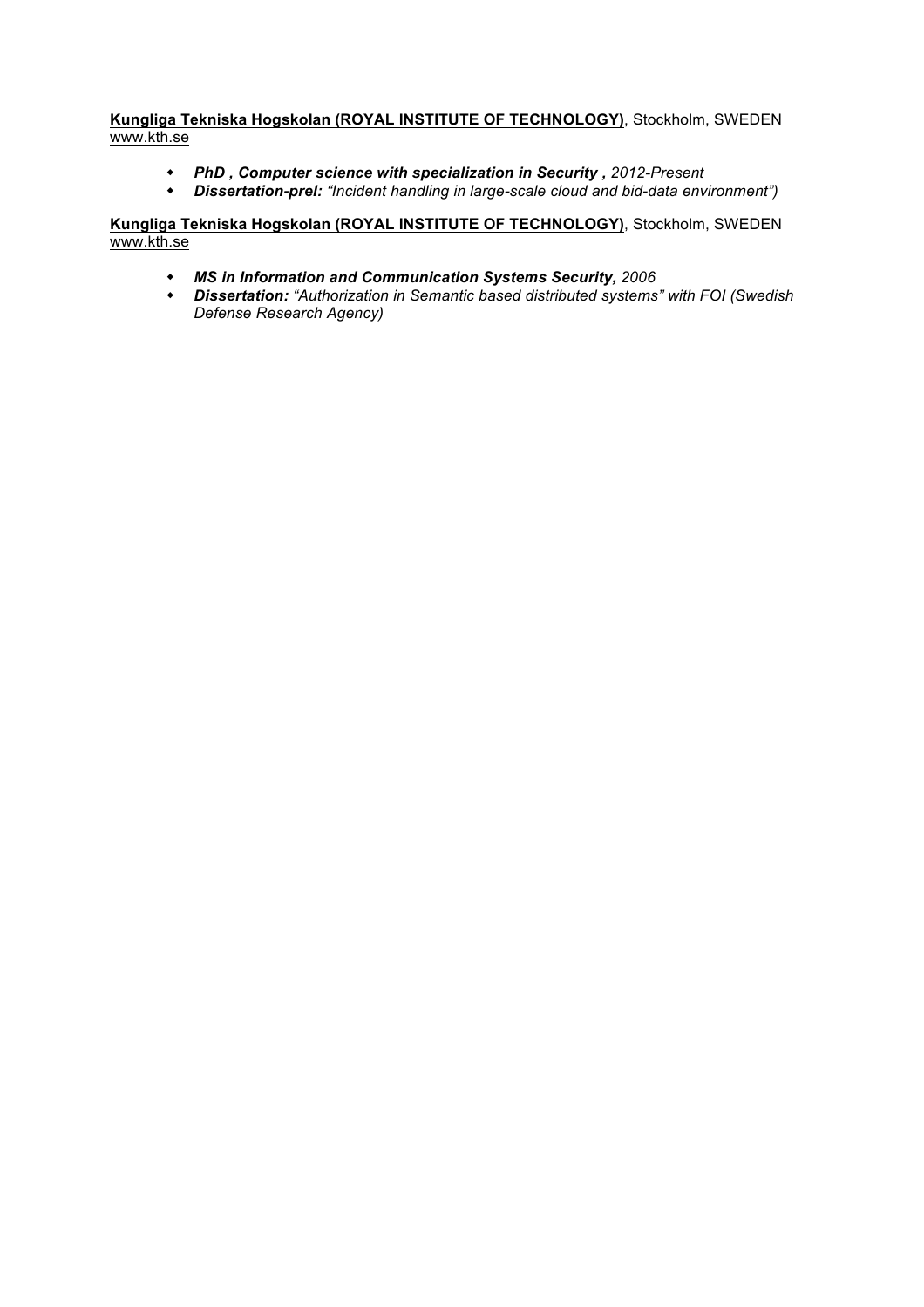**<u>Kungliga Tekniska Hogskolan (ROYAL INSTITUTE OF TECHNOLOGY)</u>**, Stockholm, SWEDEN
<u>www.kth.se</u>

- ***PhD , Computer science with specialization in Security ,*** *2012-Present*
- ***Dissertation-prel:*** *"Incident handling in large-scale cloud and bid-data environment")*

**<u>Kungliga Tekniska Hogskolan (ROYAL INSTITUTE OF TECHNOLOGY)</u>**, Stockholm, SWEDEN
<u>www.kth.se</u>

- ***MS in Information and Communication Systems Security,*** *2006*
- ***Dissertation:*** *"Authorization in Semantic based distributed systems" with FOI (Swedish Defense Research Agency)*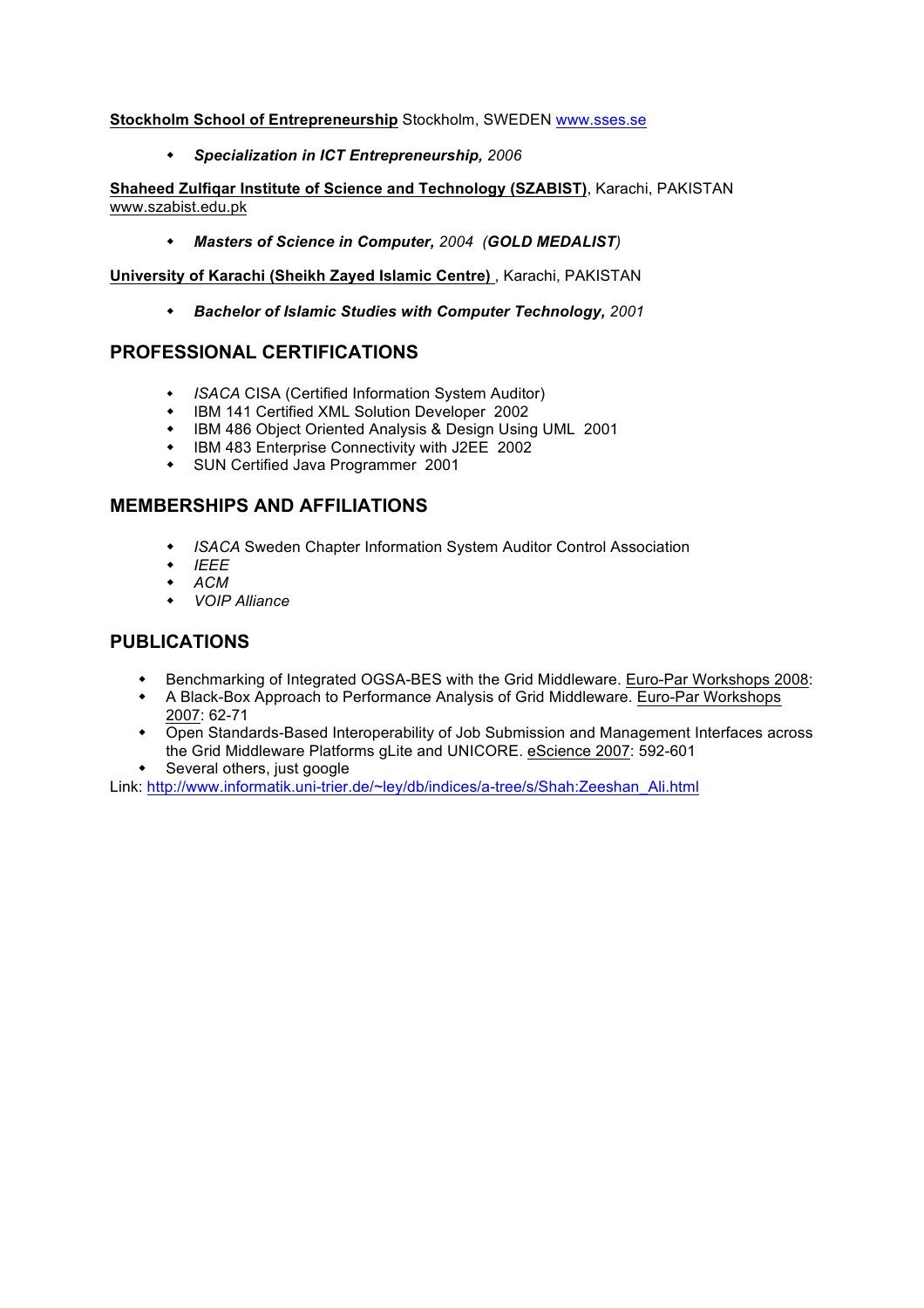**Stockholm School of Entrepreneurship** Stockholm, SWEDEN www.sses.se

- ***Specialization in ICT Entrepreneurship,*** *2006*

**Shaheed Zulfiqar Institute of Science and Technology (SZABIST)**, Karachi, PAKISTAN www.szabist.edu.pk

- ***Masters of Science in Computer,*** *2004 (**GOLD MEDALIST**)*

**University of Karachi (Sheikh Zayed Islamic Centre)** , Karachi, PAKISTAN

- ***Bachelor of Islamic Studies with Computer Technology,*** *2001*

## PROFESSIONAL CERTIFICATIONS

- *ISACA* CISA (Certified Information System Auditor)
- IBM 141 Certified XML Solution Developer 2002
- IBM 486 Object Oriented Analysis & Design Using UML 2001
- IBM 483 Enterprise Connectivity with J2EE 2002
- SUN Certified Java Programmer 2001

## MEMBERSHIPS AND AFFILIATIONS

- *ISACA* Sweden Chapter Information System Auditor Control Association
- *IEEE*
- *ACM*
- *VOIP Alliance*

## PUBLICATIONS

- Benchmarking of Integrated OGSA-BES with the Grid Middleware. Euro-Par Workshops 2008:
- A Black-Box Approach to Performance Analysis of Grid Middleware. Euro-Par Workshops 2007: 62-71
- Open Standards-Based Interoperability of Job Submission and Management Interfaces across the Grid Middleware Platforms gLite and UNICORE. eScience 2007: 592-601
- Several others, just google

Link: http://www.informatik.uni-trier.de/~ley/db/indices/a-tree/s/Shah:Zeeshan_Ali.html